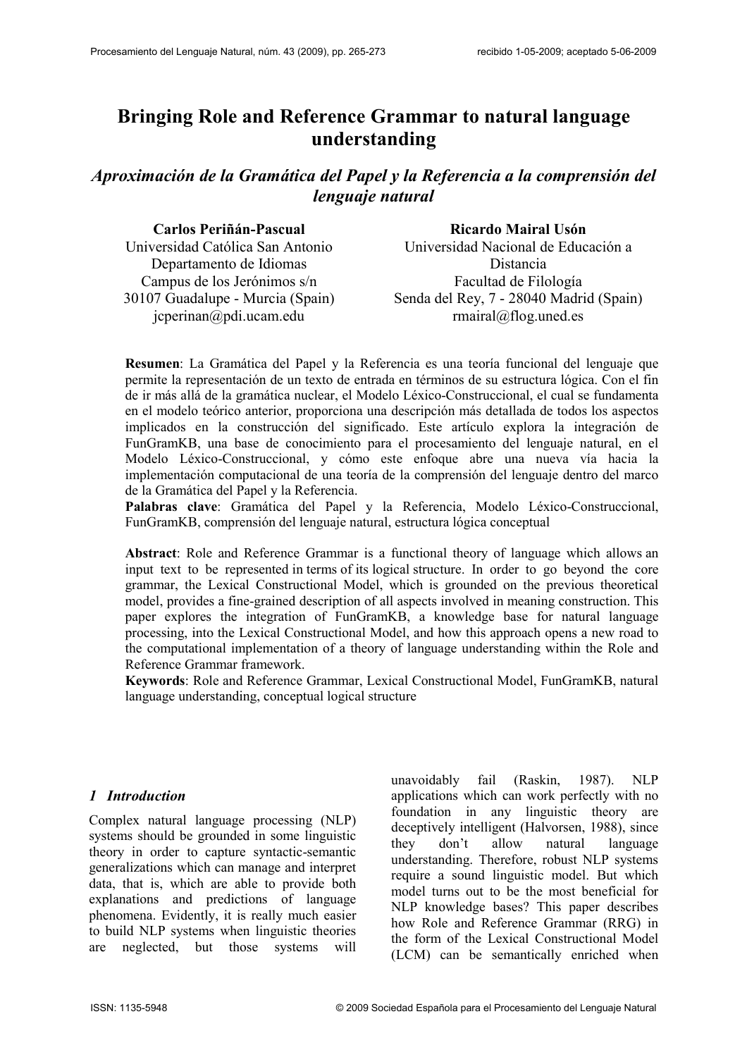# Bringing Role and Reference Grammar to natural language understanding

## *Aproximación de la Gramática del Papel y la Referencia a la comprensión del lenguaje natural*

**Carlos Periñán-Pascual**
Universidad Católica San Antonio
Departamento de Idiomas
Campus de los Jerónimos s/n
30107 Guadalupe - Murcia (Spain)
jcperinan@pdi.ucam.edu

**Ricardo Mairal Usón**
Universidad Nacional de Educación a Distancia
Facultad de Filología
Senda del Rey, 7 - 28040 Madrid (Spain)
rmairal@flog.uned.es

**Resumen**: La Gramática del Papel y la Referencia es una teoría funcional del lenguaje que permite la representación de un texto de entrada en términos de su estructura lógica. Con el fin de ir más allá de la gramática nuclear, el Modelo Léxico-Construccional, el cual se fundamenta en el modelo teórico anterior, proporciona una descripción más detallada de todos los aspectos implicados en la construcción del significado. Este artículo explora la integración de FunGramKB, una base de conocimiento para el procesamiento del lenguaje natural, en el Modelo Léxico-Construccional, y cómo este enfoque abre una nueva vía hacia la implementación computacional de una teoría de la comprensión del lenguaje dentro del marco de la Gramática del Papel y la Referencia.
**Palabras clave**: Gramática del Papel y la Referencia, Modelo Léxico-Construccional, FunGramKB, comprensión del lenguaje natural, estructura lógica conceptual

**Abstract**: Role and Reference Grammar is a functional theory of language which allows an input text to be represented in terms of its logical structure. In order to go beyond the core grammar, the Lexical Constructional Model, which is grounded on the previous theoretical model, provides a fine-grained description of all aspects involved in meaning construction. This paper explores the integration of FunGramKB, a knowledge base for natural language processing, into the Lexical Constructional Model, and how this approach opens a new road to the computational implementation of a theory of language understanding within the Role and Reference Grammar framework.
**Keywords**: Role and Reference Grammar, Lexical Constructional Model, FunGramKB, natural language understanding, conceptual logical structure

## *1 Introduction*

Complex natural language processing (NLP) systems should be grounded in some linguistic theory in order to capture syntactic-semantic generalizations which can manage and interpret data, that is, which are able to provide both explanations and predictions of language phenomena. Evidently, it is really much easier to build NLP systems when linguistic theories are neglected, but those systems will unavoidably fail (Raskin, 1987). NLP applications which can work perfectly with no foundation in any linguistic theory are deceptively intelligent (Halvorsen, 1988), since they don't allow natural language understanding. Therefore, robust NLP systems require a sound linguistic model. But which model turns out to be the most beneficial for NLP knowledge bases? This paper describes how Role and Reference Grammar (RRG) in the form of the Lexical Constructional Model (LCM) can be semantically enriched when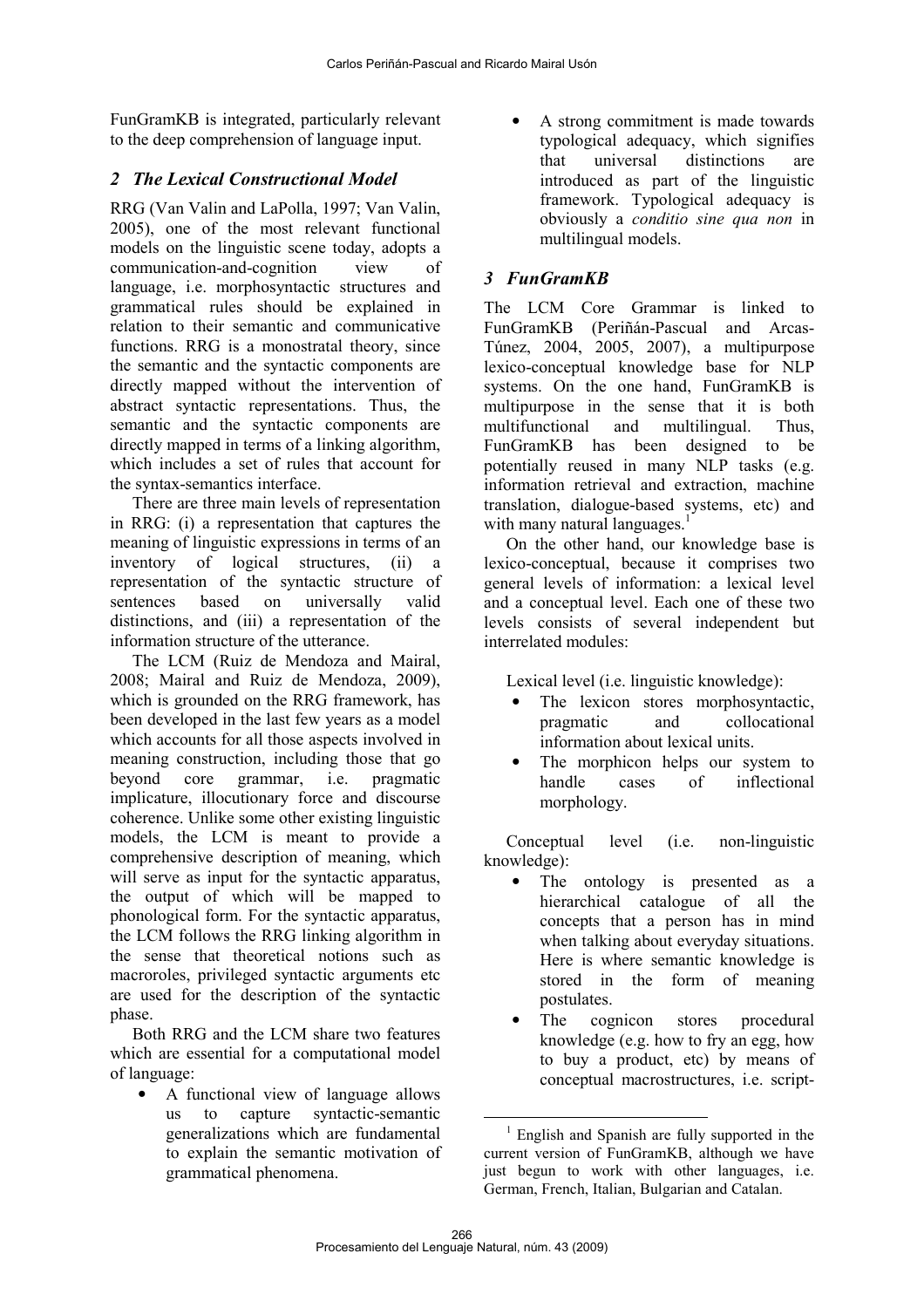FunGramKB is integrated, particularly relevant to the deep comprehension of language input.

## 2 The Lexical Constructional Model

RRG (Van Valin and LaPolla, 1997; Van Valin, 2005), one of the most relevant functional models on the linguistic scene today, adopts a communication-and-cognition view of language, i.e. morphosyntactic structures and grammatical rules should be explained in relation to their semantic and communicative functions. RRG is a monostratal theory, since the semantic and the syntactic components are directly mapped without the intervention of abstract syntactic representations. Thus, the semantic and the syntactic components are directly mapped in terms of a linking algorithm, which includes a set of rules that account for the syntax-semantics interface.

There are three main levels of representation in RRG: (i) a representation that captures the meaning of linguistic expressions in terms of an inventory of logical structures, (ii) a representation of the syntactic structure of sentences based on universally valid distinctions, and (iii) a representation of the information structure of the utterance.

The LCM (Ruiz de Mendoza and Mairal, 2008; Mairal and Ruiz de Mendoza, 2009), which is grounded on the RRG framework, has been developed in the last few years as a model which accounts for all those aspects involved in meaning construction, including those that go beyond core grammar, i.e. pragmatic implicature, illocutionary force and discourse coherence. Unlike some other existing linguistic models, the LCM is meant to provide a comprehensive description of meaning, which will serve as input for the syntactic apparatus, the output of which will be mapped to phonological form. For the syntactic apparatus, the LCM follows the RRG linking algorithm in the sense that theoretical notions such as macroroles, privileged syntactic arguments etc are used for the description of the syntactic phase.

Both RRG and the LCM share two features which are essential for a computational model of language:

- A functional view of language allows us to capture syntactic-semantic generalizations which are fundamental to explain the semantic motivation of grammatical phenomena.
- A strong commitment is made towards typological adequacy, which signifies that universal distinctions are introduced as part of the linguistic framework. Typological adequacy is obviously a *conditio sine qua non* in multilingual models.

## 3 FunGramKB

The LCM Core Grammar is linked to FunGramKB (Periñán-Pascual and Arcas-Túnez, 2004, 2005, 2007), a multipurpose lexico-conceptual knowledge base for NLP systems. On the one hand, FunGramKB is multipurpose in the sense that it is both multifunctional and multilingual. Thus, FunGramKB has been designed to be potentially reused in many NLP tasks (e.g. information retrieval and extraction, machine translation, dialogue-based systems, etc) and with many natural languages.[1]

On the other hand, our knowledge base is lexico-conceptual, because it comprises two general levels of information: a lexical level and a conceptual level. Each one of these two levels consists of several independent but interrelated modules:

Lexical level (i.e. linguistic knowledge):

- The lexicon stores morphosyntactic, pragmatic and collocational information about lexical units.
- The morphicon helps our system to handle cases of inflectional morphology.

Conceptual level (i.e. non-linguistic knowledge):

- The ontology is presented as a hierarchical catalogue of all the concepts that a person has in mind when talking about everyday situations. Here is where semantic knowledge is stored in the form of meaning postulates.
- The cognicon stores procedural knowledge (e.g. how to fry an egg, how to buy a product, etc) by means of conceptual macrostructures, i.e. script-

[1] English and Spanish are fully supported in the current version of FunGramKB, although we have just begun to work with other languages, i.e. German, French, Italian, Bulgarian and Catalan.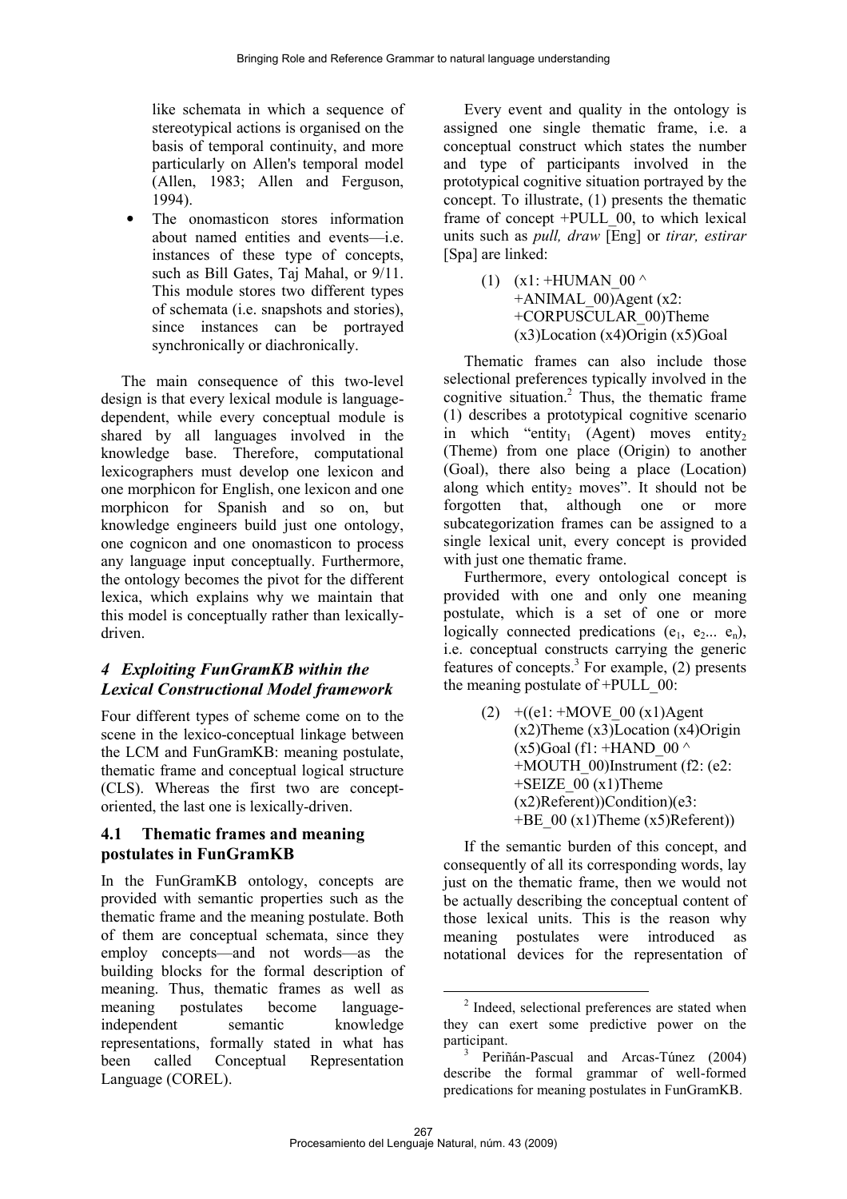like schemata in which a sequence of stereotypical actions is organised on the basis of temporal continuity, and more particularly on Allen's temporal model (Allen, 1983; Allen and Ferguson, 1994).

- The onomasticon stores information about named entities and events—i.e. instances of these type of concepts, such as Bill Gates, Taj Mahal, or 9/11. This module stores two different types of schemata (i.e. snapshots and stories), since instances can be portrayed synchronically or diachronically.

The main consequence of this two-level design is that every lexical module is language-dependent, while every conceptual module is shared by all languages involved in the knowledge base. Therefore, computational lexicographers must develop one lexicon and one morphicon for English, one lexicon and one morphicon for Spanish and so on, but knowledge engineers build just one ontology, one cognicon and one onomasticon to process any language input conceptually. Furthermore, the ontology becomes the pivot for the different lexica, which explains why we maintain that this model is conceptually rather than lexically-driven.

## *4 Exploiting FunGramKB within the Lexical Constructional Model framework*

Four different types of scheme come on to the scene in the lexico-conceptual linkage between the LCM and FunGramKB: meaning postulate, thematic frame and conceptual logical structure (CLS). Whereas the first two are concept-oriented, the last one is lexically-driven.

### 4.1 Thematic frames and meaning postulates in FunGramKB

In the FunGramKB ontology, concepts are provided with semantic properties such as the thematic frame and the meaning postulate. Both of them are conceptual schemata, since they employ concepts—and not words—as the building blocks for the formal description of meaning. Thus, thematic frames as well as meaning postulates become language-independent semantic knowledge representations, formally stated in what has been called Conceptual Representation Language (COREL).

Every event and quality in the ontology is assigned one single thematic frame, i.e. a conceptual construct which states the number and type of participants involved in the prototypical cognitive situation portrayed by the concept. To illustrate, (1) presents the thematic frame of concept +PULL_00, to which lexical units such as *pull, draw* [Eng] or *tirar, estirar* [Spa] are linked:

(1) (x1: +HUMAN_00 ^ +ANIMAL_00)Agent (x2: +CORPUSCULAR_00)Theme (x3)Location (x4)Origin (x5)Goal

Thematic frames can also include those selectional preferences typically involved in the cognitive situation.[2] Thus, the thematic frame (1) describes a prototypical cognitive scenario in which "entity$_1$ (Agent) moves entity$_2$ (Theme) from one place (Origin) to another (Goal), there also being a place (Location) along which entity$_2$ moves". It should not be forgotten that, although one or more subcategorization frames can be assigned to a single lexical unit, every concept is provided with just one thematic frame.

Furthermore, every ontological concept is provided with one and only one meaning postulate, which is a set of one or more logically connected predications ($e_1$, $e_2$... $e_n$), i.e. conceptual constructs carrying the generic features of concepts.[3] For example, (2) presents the meaning postulate of +PULL_00:

(2) +((e1: +MOVE_00 (x1)Agent (x2)Theme (x3)Location (x4)Origin (x5)Goal (f1: +HAND_00 ^ +MOUTH_00)Instrument (f2: (e2: +SEIZE_00 (x1)Theme (x2)Referent))Condition)(e3: +BE_00 (x1)Theme (x5)Referent))

If the semantic burden of this concept, and consequently of all its corresponding words, lay just on the thematic frame, then we would not be actually describing the conceptual content of those lexical units. This is the reason why meaning postulates were introduced as notational devices for the representation of

[2] Indeed, selectional preferences are stated when they can exert some predictive power on the participant.

[3] Periñán-Pascual and Arcas-Túnez (2004) describe the formal grammar of well-formed predications for meaning postulates in FunGramKB.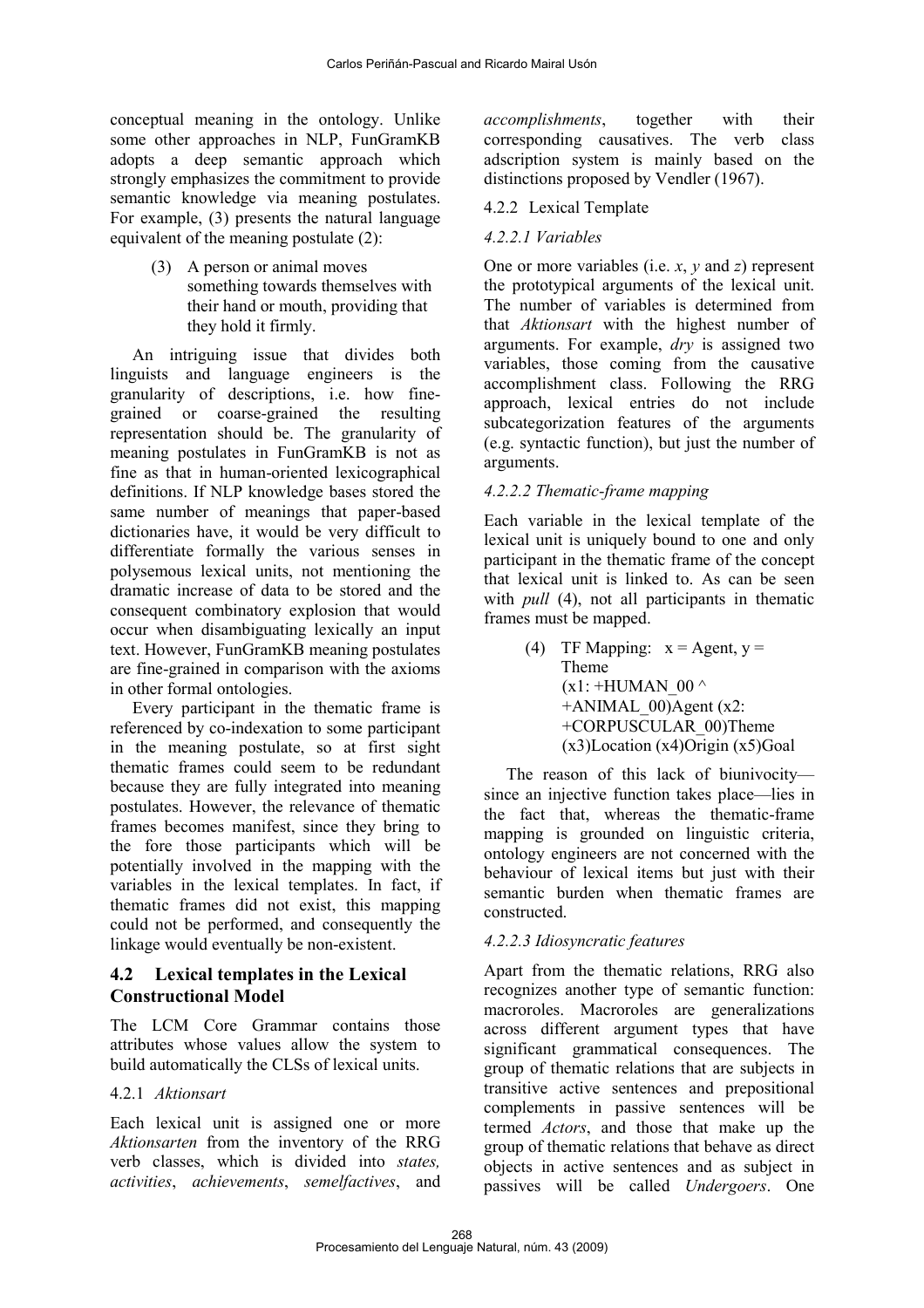conceptual meaning in the ontology. Unlike some other approaches in NLP, FunGramKB adopts a deep semantic approach which strongly emphasizes the commitment to provide semantic knowledge via meaning postulates. For example, (3) presents the natural language equivalent of the meaning postulate (2):

> (3) A person or animal moves something towards themselves with their hand or mouth, providing that they hold it firmly.

An intriguing issue that divides both linguists and language engineers is the granularity of descriptions, i.e. how fine-grained or coarse-grained the resulting representation should be. The granularity of meaning postulates in FunGramKB is not as fine as that in human-oriented lexicographical definitions. If NLP knowledge bases stored the same number of meanings that paper-based dictionaries have, it would be very difficult to differentiate formally the various senses in polysemous lexical units, not mentioning the dramatic increase of data to be stored and the consequent combinatory explosion that would occur when disambiguating lexically an input text. However, FunGramKB meaning postulates are fine-grained in comparison with the axioms in other formal ontologies.

Every participant in the thematic frame is referenced by co-indexation to some participant in the meaning postulate, so at first sight thematic frames could seem to be redundant because they are fully integrated into meaning postulates. However, the relevance of thematic frames becomes manifest, since they bring to the fore those participants which will be potentially involved in the mapping with the variables in the lexical templates. In fact, if thematic frames did not exist, this mapping could not be performed, and consequently the linkage would eventually be non-existent.

## 4.2 Lexical templates in the Lexical Constructional Model

The LCM Core Grammar contains those attributes whose values allow the system to build automatically the CLSs of lexical units.

### 4.2.1 *Aktionsart*

Each lexical unit is assigned one or more *Aktionsarten* from the inventory of the RRG verb classes, which is divided into *states, activities*, *achievements*, *semelfactives*, and *accomplishments*, together with their corresponding causatives. The verb class adscription system is mainly based on the distinctions proposed by Vendler (1967).

### 4.2.2 Lexical Template

#### *4.2.2.1 Variables*

One or more variables (i.e. *x*, *y* and *z*) represent the prototypical arguments of the lexical unit. The number of variables is determined from that *Aktionsart* with the highest number of arguments. For example, *dry* is assigned two variables, those coming from the causative accomplishment class. Following the RRG approach, lexical entries do not include subcategorization features of the arguments (e.g. syntactic function), but just the number of arguments.

#### *4.2.2.2 Thematic-frame mapping*

Each variable in the lexical template of the lexical unit is uniquely bound to one and only participant in the thematic frame of the concept that lexical unit is linked to. As can be seen with *pull* (4), not all participants in thematic frames must be mapped.

> (4) TF Mapping: x = Agent, y = Theme
> (x1: +HUMAN_00 ^ +ANIMAL_00)Agent (x2: +CORPUSCULAR_00)Theme (x3)Location (x4)Origin (x5)Goal

The reason of this lack of biunivocity—since an injective function takes place—lies in the fact that, whereas the thematic-frame mapping is grounded on linguistic criteria, ontology engineers are not concerned with the behaviour of lexical items but just with their semantic burden when thematic frames are constructed.

#### *4.2.2.3 Idiosyncratic features*

Apart from the thematic relations, RRG also recognizes another type of semantic function: macroroles. Macroroles are generalizations across different argument types that have significant grammatical consequences. The group of thematic relations that are subjects in transitive active sentences and prepositional complements in passive sentences will be termed *Actors*, and those that make up the group of thematic relations that behave as direct objects in active sentences and as subject in passives will be called *Undergoers*. One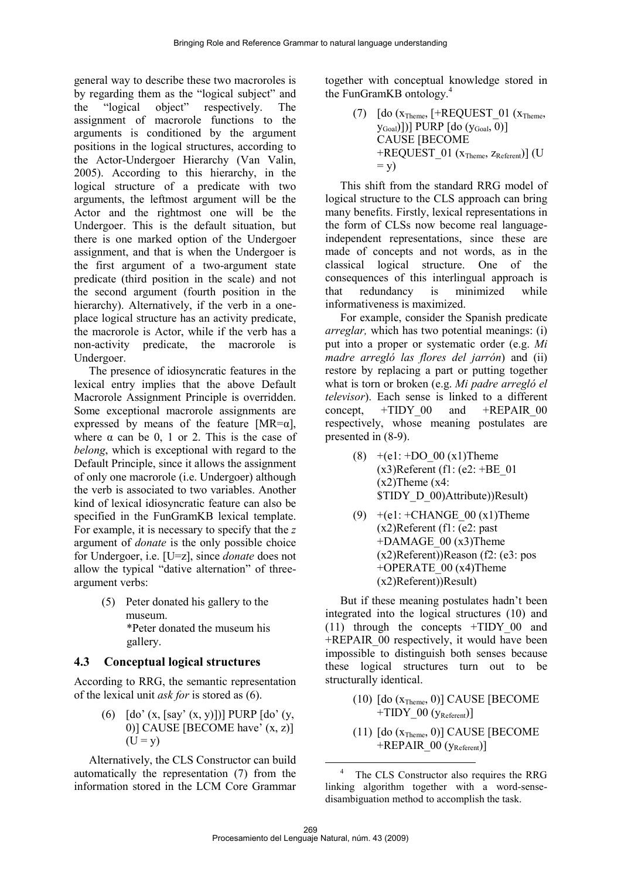general way to describe these two macroroles is by regarding them as the "logical subject" and the "logical object" respectively. The assignment of macrorole functions to the arguments is conditioned by the argument positions in the logical structures, according to the Actor-Undergoer Hierarchy (Van Valin, 2005). According to this hierarchy, in the logical structure of a predicate with two arguments, the leftmost argument will be the Actor and the rightmost one will be the Undergoer. This is the default situation, but there is one marked option of the Undergoer assignment, and that is when the Undergoer is the first argument of a two-argument state predicate (third position in the scale) and not the second argument (fourth position in the hierarchy). Alternatively, if the verb in a one-place logical structure has an activity predicate, the macrorole is Actor, while if the verb has a non-activity predicate, the macrorole is Undergoer.

The presence of idiosyncratic features in the lexical entry implies that the above Default Macrorole Assignment Principle is overridden. Some exceptional macrorole assignments are expressed by means of the feature [MR=α], where α can be 0, 1 or 2. This is the case of *belong*, which is exceptional with regard to the Default Principle, since it allows the assignment of only one macrorole (i.e. Undergoer) although the verb is associated to two variables. Another kind of lexical idiosyncratic feature can also be specified in the FunGramKB lexical template. For example, it is necessary to specify that the *z* argument of *donate* is the only possible choice for Undergoer, i.e. [U=z], since *donate* does not allow the typical "dative alternation" of three-argument verbs:

(5) Peter donated his gallery to the museum.
*Peter donated the museum his gallery.

## 4.3 Conceptual logical structures

According to RRG, the semantic representation of the lexical unit *ask for* is stored as (6).

(6) [do' (x, [say' (x, y)])] PURP [do' (y, 0)] CAUSE [BECOME have' (x, z)] (U = y)

Alternatively, the CLS Constructor can build automatically the representation (7) from the information stored in the LCM Core Grammar together with conceptual knowledge stored in the FunGramKB ontology.[4]

(7) [do ($x_{Theme}$, [+REQUEST_01 ($x_{Theme}$, $y_{Goal}$)])] PURP [do ($y_{Goal}$, 0)] CAUSE [BECOME +REQUEST_01 ($x_{Theme}$, $z_{Referent}$)] (U = y)

This shift from the standard RRG model of logical structure to the CLS approach can bring many benefits. Firstly, lexical representations in the form of CLSs now become real language-independent representations, since these are made of concepts and not words, as in the classical logical structure. One of the consequences of this interlingual approach is that redundancy is minimized while informativeness is maximized.

For example, consider the Spanish predicate *arreglar,* which has two potential meanings: (i) put into a proper or systematic order (e.g. *Mi madre arregló las flores del jarrón*) and (ii) restore by replacing a part or putting together what is torn or broken (e.g. *Mi padre arregló el televisor*). Each sense is linked to a different concept, +TIDY_00 and +REPAIR_00 respectively, whose meaning postulates are presented in (8-9).

(8) +(e1: +DO_00 (x1)Theme (x3)Referent (f1: (e2: +BE_01 (x2)Theme (x4: $TIDY_D_00)Attribute))Result)

(9) +(e1: +CHANGE_00 (x1)Theme (x2)Referent (f1: (e2: past +DAMAGE_00 (x3)Theme (x2)Referent))Reason (f2: (e3: pos +OPERATE_00 (x4)Theme (x2)Referent))Result)

But if these meaning postulates hadn't been integrated into the logical structures (10) and (11) through the concepts +TIDY_00 and +REPAIR_00 respectively, it would have been impossible to distinguish both senses because these logical structures turn out to be structurally identical.

(10) [do ($x_{Theme}$, 0)] CAUSE [BECOME +TIDY_00 ($y_{Referent}$)]

(11) [do ($x_{Theme}$, 0)] CAUSE [BECOME +REPAIR_00 ($y_{Referent}$)]

[4] The CLS Constructor also requires the RRG linking algorithm together with a word-sense-disambiguation method to accomplish the task.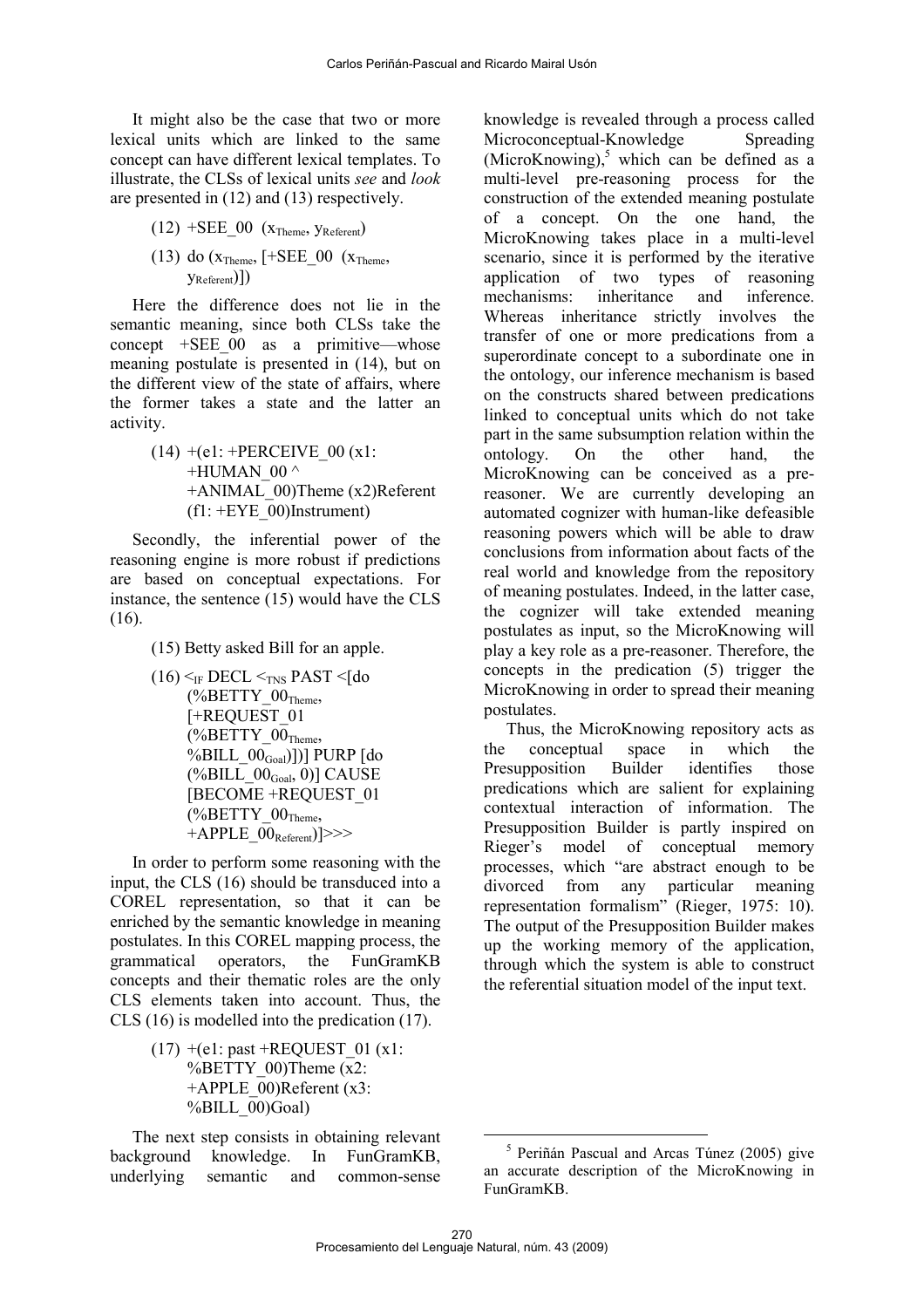It might also be the case that two or more lexical units which are linked to the same concept can have different lexical templates. To illustrate, the CLSs of lexical units *see* and *look* are presented in (12) and (13) respectively.

(12) +SEE_00 ($x_{Theme}$, $y_{Referent}$)

(13) do ($x_{Theme}$, [+SEE_00 ($x_{Theme}$, $y_{Referent}$)])

Here the difference does not lie in the semantic meaning, since both CLSs take the concept +SEE_00 as a primitive—whose meaning postulate is presented in (14), but on the different view of the state of affairs, where the former takes a state and the latter an activity.

(14) +(e1: +PERCEIVE_00 (x1: +HUMAN_00 ^ +ANIMAL_00)Theme (x2)Referent (f1: +EYE_00)Instrument)

Secondly, the inferential power of the reasoning engine is more robust if predictions are based on conceptual expectations. For instance, the sentence (15) would have the CLS (16).

(15) Betty asked Bill for an apple.

(16) <$_{IF}$ DECL <$_{TNS}$ PAST <[do (%BETTY_00$_{Theme}$, [+REQUEST_01 (%BETTY_00$_{Theme}$, %BILL_00$_{Goal}$)])] PURP [do (%BILL_00$_{Goal}$, 0)] CAUSE [BECOME +REQUEST_01 (%BETTY_00$_{Theme}$, +APPLE_00$_{Referent}$)]>>>

In order to perform some reasoning with the input, the CLS (16) should be transduced into a COREL representation, so that it can be enriched by the semantic knowledge in meaning postulates. In this COREL mapping process, the grammatical operators, the FunGramKB concepts and their thematic roles are the only CLS elements taken into account. Thus, the CLS (16) is modelled into the predication (17).

(17) +(e1: past +REQUEST_01 (x1: %BETTY_00)Theme (x2: +APPLE_00)Referent (x3: %BILL_00)Goal)

The next step consists in obtaining relevant background knowledge. In FunGramKB, underlying semantic and common-sense knowledge is revealed through a process called Microconceptual-Knowledge Spreading (MicroKnowing),[5] which can be defined as a multi-level pre-reasoning process for the construction of the extended meaning postulate of a concept. On the one hand, the MicroKnowing takes place in a multi-level scenario, since it is performed by the iterative application of two types of reasoning mechanisms: inheritance and inference. Whereas inheritance strictly involves the transfer of one or more predications from a superordinate concept to a subordinate one in the ontology, our inference mechanism is based on the constructs shared between predications linked to conceptual units which do not take part in the same subsumption relation within the ontology. On the other hand, the MicroKnowing can be conceived as a pre-reasoner. We are currently developing an automated cognizer with human-like defeasible reasoning powers which will be able to draw conclusions from information about facts of the real world and knowledge from the repository of meaning postulates. Indeed, in the latter case, the cognizer will take extended meaning postulates as input, so the MicroKnowing will play a key role as a pre-reasoner. Therefore, the concepts in the predication (5) trigger the MicroKnowing in order to spread their meaning postulates.

Thus, the MicroKnowing repository acts as the conceptual space in which the Presupposition Builder identifies those predications which are salient for explaining contextual interaction of information. The Presupposition Builder is partly inspired on Rieger's model of conceptual memory processes, which "are abstract enough to be divorced from any particular meaning representation formalism" (Rieger, 1975: 10). The output of the Presupposition Builder makes up the working memory of the application, through which the system is able to construct the referential situation model of the input text.

[5] Periñán Pascual and Arcas Túnez (2005) give an accurate description of the MicroKnowing in FunGramKB.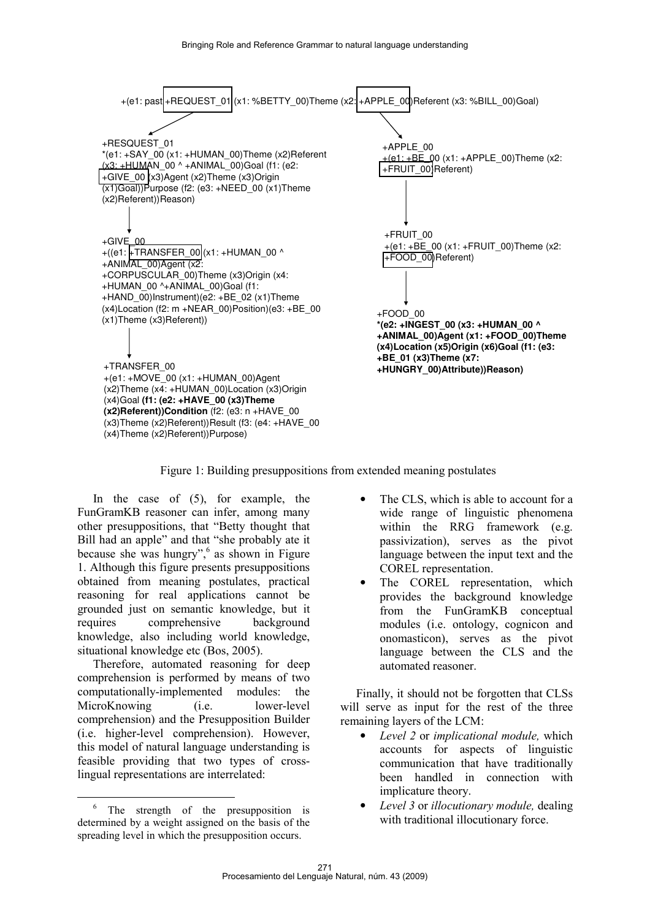+(e1: past +REQUEST_01 (x1: %BETTY_00)Theme (x2: +APPLE_00)Referent (x3: %BILL_00)Goal)

+RESQUEST_01
*(e1: +SAY_00 (x1: +HUMAN_00)Theme (x2)Referent (x3: +HUMAN_00 ^ +ANIMAL_00)Goal (f1: (e2: +GIVE_00 (x3)Agent (x2)Theme (x3)Origin (x1)Goal))Purpose (f2: (e3: +NEED_00 (x1)Theme (x2)Referent))Reason)

+GIVE_00
+((e1: +TRANSFER_00 (x1: +HUMAN_00 ^ +ANIMAL_00)Agent (x2: +CORPUSCULAR_00)Theme (x3)Origin (x4: +HUMAN_00 ^+ANIMAL_00)Goal (f1: +HAND_00)Instrument)(e2: +BE_02 (x1)Theme (x4)Location (f2: m +NEAR_00)Position)(e3: +BE_00 (x1)Theme (x3)Referent))

+TRANSFER_00
+(e1: +MOVE_00 (x1: +HUMAN_00)Agent (x2)Theme (x4: +HUMAN_00)Location (x3)Origin (x4)Goal **(f1: (e2: +HAVE_00 (x3)Theme (x2)Referent))Condition** (f2: (e3: n +HAVE_00 (x3)Theme (x2)Referent))Result (f3: (e4: +HAVE_00 (x4)Theme (x2)Referent))Purpose)

+APPLE_00
+(e1: +BE_00 (x1: +APPLE_00)Theme (x2: +FRUIT_00)Referent)

+FRUIT_00
+(e1: +BE_00 (x1: +FRUIT_00)Theme (x2: +FOOD_00)Referent)

+FOOD_00
***(e2: +INGEST_00 (x3: +HUMAN_00 ^ +ANIMAL_00)Agent (x1: +FOOD_00)Theme (x4)Location (x5)Origin (x6)Goal (f1: (e3: +BE_01 (x3)Theme (x7: +HUNGRY_00)Attribute))Reason)**

Figure 1: Building presuppositions from extended meaning postulates

In the case of (5), for example, the FunGramKB reasoner can infer, among many other presuppositions, that "Betty thought that Bill had an apple" and that "she probably ate it because she was hungry",[6] as shown in Figure 1. Although this figure presents presuppositions obtained from meaning postulates, practical reasoning for real applications cannot be grounded just on semantic knowledge, but it requires comprehensive background knowledge, also including world knowledge, situational knowledge etc (Bos, 2005).

Therefore, automated reasoning for deep comprehension is performed by means of two computationally-implemented modules: the MicroKnowing (i.e. lower-level comprehension) and the Presupposition Builder (i.e. higher-level comprehension). However, this model of natural language understanding is feasible providing that two types of cross-lingual representations are interrelated:

- The CLS, which is able to account for a wide range of linguistic phenomena within the RRG framework (e.g. passivization), serves as the pivot language between the input text and the COREL representation.
- The COREL representation, which provides the background knowledge from the FunGramKB conceptual modules (i.e. ontology, cognicon and onomasticon), serves as the pivot language between the CLS and the automated reasoner.

Finally, it should not be forgotten that CLSs will serve as input for the rest of the three remaining layers of the LCM:

- *Level 2* or *implicational module,* which accounts for aspects of linguistic communication that have traditionally been handled in connection with implicature theory.
- *Level 3* or *illocutionary module,* dealing with traditional illocutionary force.

[6] The strength of the presupposition is determined by a weight assigned on the basis of the spreading level in which the presupposition occurs.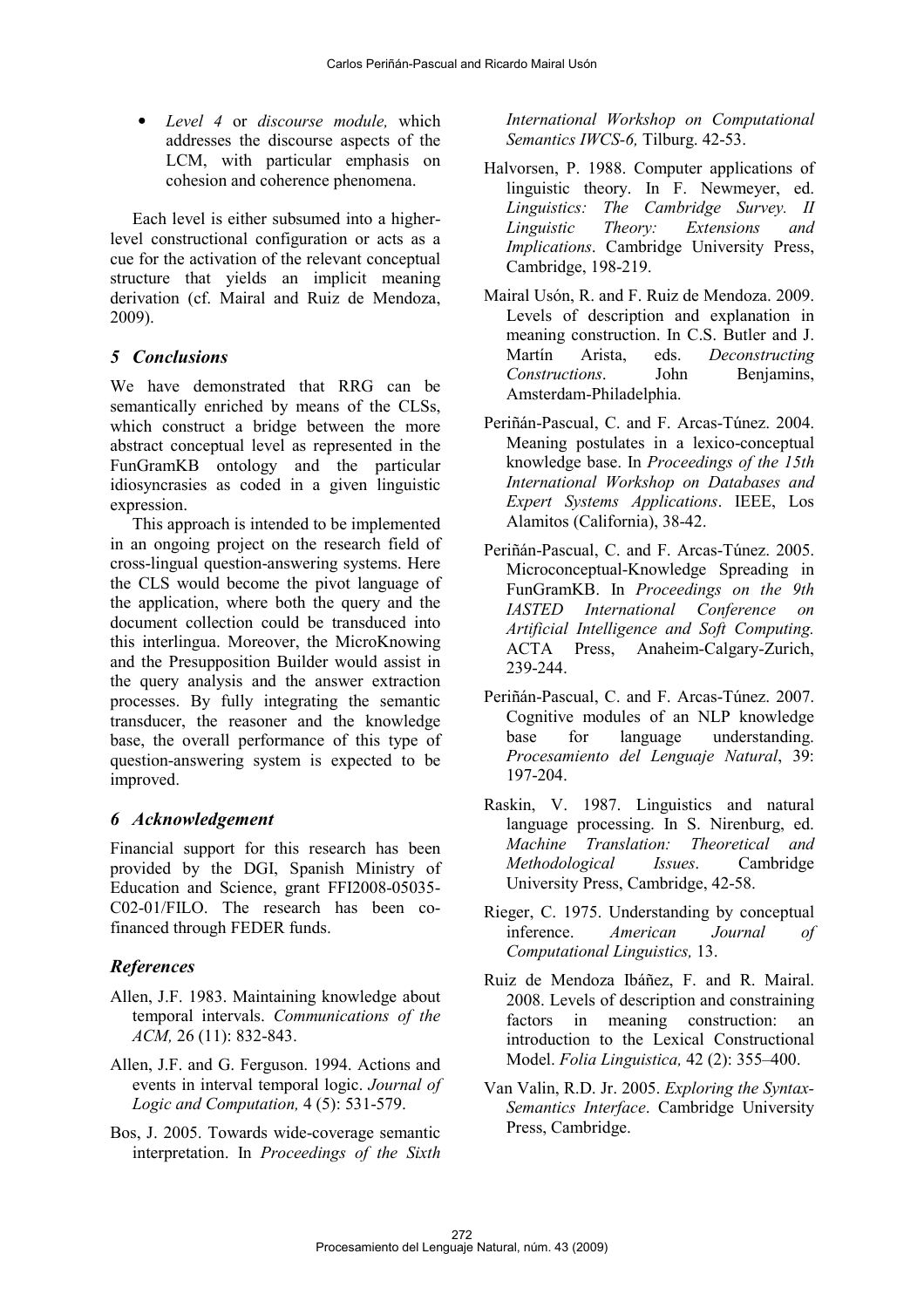- *Level 4* or *discourse module,* which addresses the discourse aspects of the LCM, with particular emphasis on cohesion and coherence phenomena.

Each level is either subsumed into a higher-level constructional configuration or acts as a cue for the activation of the relevant conceptual structure that yields an implicit meaning derivation (cf. Mairal and Ruiz de Mendoza, 2009).

## *5 Conclusions*

We have demonstrated that RRG can be semantically enriched by means of the CLSs, which construct a bridge between the more abstract conceptual level as represented in the FunGramKB ontology and the particular idiosyncrasies as coded in a given linguistic expression.

This approach is intended to be implemented in an ongoing project on the research field of cross-lingual question-answering systems. Here the CLS would become the pivot language of the application, where both the query and the document collection could be transduced into this interlingua. Moreover, the MicroKnowing and the Presupposition Builder would assist in the query analysis and the answer extraction processes. By fully integrating the semantic transducer, the reasoner and the knowledge base, the overall performance of this type of question-answering system is expected to be improved.

## *6 Acknowledgement*

Financial support for this research has been provided by the DGI, Spanish Ministry of Education and Science, grant FFI2008-05035-C02-01/FILO. The research has been co-financed through FEDER funds.

## *References*

Allen, J.F. 1983. Maintaining knowledge about temporal intervals. *Communications of the ACM,* 26 (11): 832-843.

Allen, J.F. and G. Ferguson. 1994. Actions and events in interval temporal logic. *Journal of Logic and Computation,* 4 (5): 531-579.

Bos, J. 2005. Towards wide-coverage semantic interpretation. In *Proceedings of the Sixth International Workshop on Computational Semantics IWCS-6,* Tilburg. 42-53.

Halvorsen, P. 1988. Computer applications of linguistic theory. In F. Newmeyer, ed. *Linguistics: The Cambridge Survey. II Linguistic Theory: Extensions and Implications*. Cambridge University Press, Cambridge, 198-219.

Mairal Usón, R. and F. Ruiz de Mendoza. 2009. Levels of description and explanation in meaning construction. In C.S. Butler and J. Martín Arista, eds. *Deconstructing Constructions*. John Benjamins, Amsterdam-Philadelphia.

Periñán-Pascual, C. and F. Arcas-Túnez. 2004. Meaning postulates in a lexico-conceptual knowledge base. In *Proceedings of the 15th International Workshop on Databases and Expert Systems Applications*. IEEE, Los Alamitos (California), 38-42.

Periñán-Pascual, C. and F. Arcas-Túnez. 2005. Microconceptual-Knowledge Spreading in FunGramKB. In *Proceedings on the 9th IASTED International Conference on Artificial Intelligence and Soft Computing.* ACTA Press, Anaheim-Calgary-Zurich, 239-244.

Periñán-Pascual, C. and F. Arcas-Túnez. 2007. Cognitive modules of an NLP knowledge base for language understanding. *Procesamiento del Lenguaje Natural*, 39: 197-204.

Raskin, V. 1987. Linguistics and natural language processing. In S. Nirenburg, ed. *Machine Translation: Theoretical and Methodological Issues*. Cambridge University Press, Cambridge, 42-58.

Rieger, C. 1975. Understanding by conceptual inference. *American Journal of Computational Linguistics,* 13.

Ruiz de Mendoza Ibáñez, F. and R. Mairal. 2008. Levels of description and constraining factors in meaning construction: an introduction to the Lexical Constructional Model. *Folia Linguistica,* 42 (2): 355–400.

Van Valin, R.D. Jr. 2005. *Exploring the Syntax-Semantics Interface*. Cambridge University Press, Cambridge.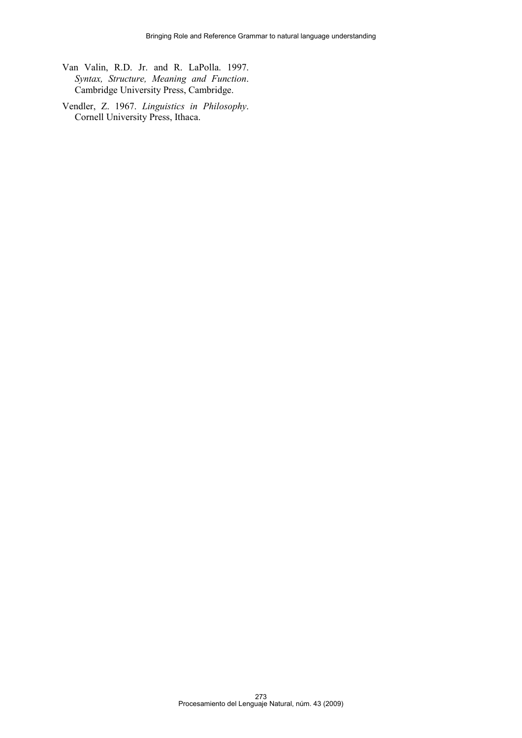Van Valin, R.D. Jr. and R. LaPolla. 1997. *Syntax, Structure, Meaning and Function*. Cambridge University Press, Cambridge.

Vendler, Z. 1967. *Linguistics in Philosophy*. Cornell University Press, Ithaca.